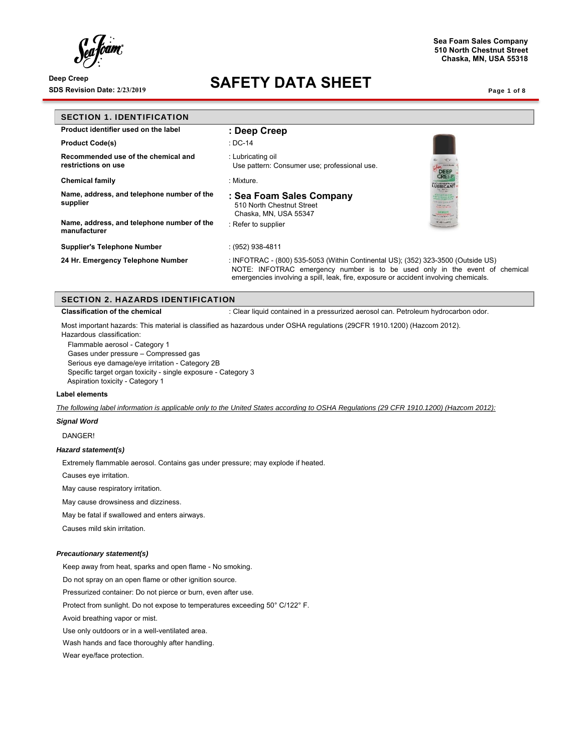Sea Foam Sales Company
510 North Chestnut Street
Chaska, MN, USA 55318

Deep Creep
SDS Revision Date: 2/23/2019

# SAFETY DATA SHEET

## SECTION 1. IDENTIFICATION

| | |
|---|---|
| **Product identifier used on the label** | **: Deep Creep** |
| **Product Code(s)** | : DC-14 |
| **Recommended use of the chemical and restrictions on use** | : Lubricating oil<br>Use pattern: Consumer use; professional use. |
| **Chemical family** | : Mixture. |
| **Name, address, and telephone number of the supplier** | **: Sea Foam Sales Company**<br>510 North Chestnut Street<br>Chaska, MN, USA 55347 |
| **Name, address, and telephone number of the manufacturer** | : Refer to supplier |
| **Supplier's Telephone Number** | : (952) 938-4811 |
| **24 Hr. Emergency Telephone Number** | : INFOTRAC - (800) 535-5053 (Within Continental US); (352) 323-3500 (Outside US)<br>NOTE: INFOTRAC emergency number is to be used only in the event of chemical emergencies involving a spill, leak, fire, exposure or accident involving chemicals. |

## SECTION 2. HAZARDS IDENTIFICATION

**Classification of the chemical** : Clear liquid contained in a pressurized aerosol can. Petroleum hydrocarbon odor.

Most important hazards: This material is classified as hazardous under OSHA regulations (29CFR 1910.1200) (Hazcom 2012).
Hazardous classification:

- Flammable aerosol - Category 1
- Gases under pressure – Compressed gas
- Serious eye damage/eye irritation - Category 2B
- Specific target organ toxicity - single exposure - Category 3
- Aspiration toxicity - Category 1

**Label elements**

*The following label information is applicable only to the United States according to OSHA Regulations (29 CFR 1910.1200) (Hazcom 2012):*

***Signal Word***

DANGER!

***Hazard statement(s)***

Extremely flammable aerosol. Contains gas under pressure; may explode if heated.

Causes eye irritation.

May cause respiratory irritation.

May cause drowsiness and dizziness.

May be fatal if swallowed and enters airways.

Causes mild skin irritation.

***Precautionary statement(s)***

Keep away from heat, sparks and open flame - No smoking.

Do not spray on an open flame or other ignition source.

Pressurized container: Do not pierce or burn, even after use.

Protect from sunlight. Do not expose to temperatures exceeding 50° C/122° F.

Avoid breathing vapor or mist.

Use only outdoors or in a well-ventilated area.

Wash hands and face thoroughly after handling.

Wear eye/face protection.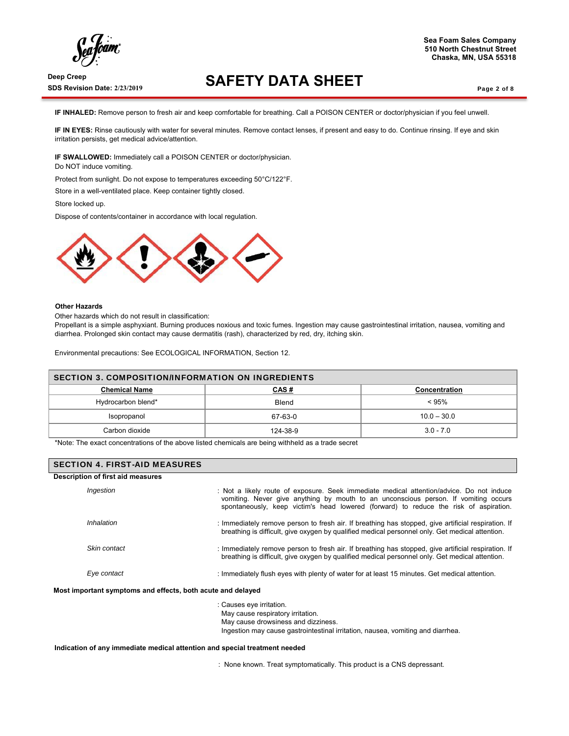**IF INHALED:** Remove person to fresh air and keep comfortable for breathing. Call a POISON CENTER or doctor/physician if you feel unwell.

**IF IN EYES:** Rinse cautiously with water for several minutes. Remove contact lenses, if present and easy to do. Continue rinsing. If eye and skin irritation persists, get medical advice/attention.

**IF SWALLOWED:** Immediately call a POISON CENTER or doctor/physician.
Do NOT induce vomiting.

Protect from sunlight. Do not expose to temperatures exceeding 50°C/122°F.

Store in a well-ventilated place. Keep container tightly closed.

Store locked up.

Dispose of contents/container in accordance with local regulation.

**Other Hazards**

Other hazards which do not result in classification:
Propellant is a simple asphyxiant. Burning produces noxious and toxic fumes. Ingestion may cause gastrointestinal irritation, nausea, vomiting and diarrhea. Prolonged skin contact may cause dermatitis (rash), characterized by red, dry, itching skin.

Environmental precautions: See ECOLOGICAL INFORMATION, Section 12.

## SECTION 3. COMPOSITION/INFORMATION ON INGREDIENTS

| Chemical Name | CAS # | Concentration |
|---|---|---|
| Hydrocarbon blend* | Blend | < 95% |
| Isopropanol | 67-63-0 | 10.0 – 30.0 |
| Carbon dioxide | 124-38-9 | 3.0 - 7.0 |

*Note: The exact concentrations of the above listed chemicals are being withheld as a trade secret

## SECTION 4. FIRST-AID MEASURES

**Description of first aid measures**

*Ingestion* : Not a likely route of exposure. Seek immediate medical attention/advice. Do not induce vomiting. Never give anything by mouth to an unconscious person. If vomiting occurs spontaneously, keep victim's head lowered (forward) to reduce the risk of aspiration.

*Inhalation* : Immediately remove person to fresh air. If breathing has stopped, give artificial respiration. If breathing is difficult, give oxygen by qualified medical personnel only. Get medical attention.

*Skin contact* : Immediately remove person to fresh air. If breathing has stopped, give artificial respiration. If breathing is difficult, give oxygen by qualified medical personnel only. Get medical attention.

*Eye contact* : Immediately flush eyes with plenty of water for at least 15 minutes. Get medical attention.

**Most important symptoms and effects, both acute and delayed**

: Causes eye irritation.
May cause respiratory irritation.
May cause drowsiness and dizziness.
Ingestion may cause gastrointestinal irritation, nausea, vomiting and diarrhea.

**Indication of any immediate medical attention and special treatment needed**

: None known. Treat symptomatically. This product is a CNS depressant.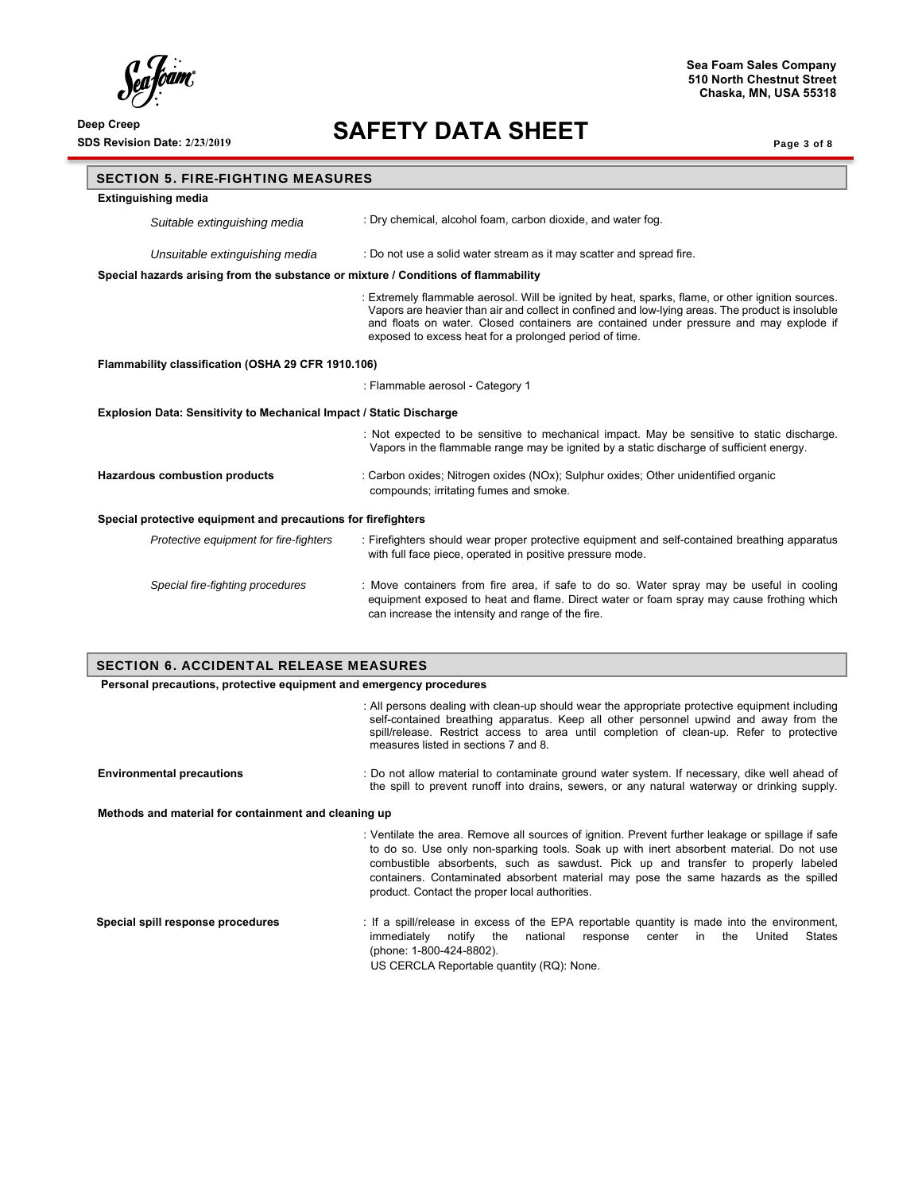## SECTION 5. FIRE-FIGHTING MEASURES

**Extinguishing media**

*Suitable extinguishing media* : Dry chemical, alcohol foam, carbon dioxide, and water fog.

*Unsuitable extinguishing media* : Do not use a solid water stream as it may scatter and spread fire.

**Special hazards arising from the substance or mixture / Conditions of flammability**

: Extremely flammable aerosol. Will be ignited by heat, sparks, flame, or other ignition sources. Vapors are heavier than air and collect in confined and low-lying areas. The product is insoluble and floats on water. Closed containers are contained under pressure and may explode if exposed to excess heat for a prolonged period of time.

**Flammability classification (OSHA 29 CFR 1910.106)**

: Flammable aerosol - Category 1

**Explosion Data: Sensitivity to Mechanical Impact / Static Discharge**

: Not expected to be sensitive to mechanical impact. May be sensitive to static discharge. Vapors in the flammable range may be ignited by a static discharge of sufficient energy.

**Hazardous combustion products** : Carbon oxides; Nitrogen oxides (NOx); Sulphur oxides; Other unidentified organic compounds; irritating fumes and smoke.

**Special protective equipment and precautions for firefighters**

*Protective equipment for fire-fighters* : Firefighters should wear proper protective equipment and self-contained breathing apparatus with full face piece, operated in positive pressure mode.

*Special fire-fighting procedures* : Move containers from fire area, if safe to do so. Water spray may be useful in cooling equipment exposed to heat and flame. Direct water or foam spray may cause frothing which can increase the intensity and range of the fire.

## SECTION 6. ACCIDENTAL RELEASE MEASURES

**Personal precautions, protective equipment and emergency procedures**

: All persons dealing with clean-up should wear the appropriate protective equipment including self-contained breathing apparatus. Keep all other personnel upwind and away from the spill/release. Restrict access to area until completion of clean-up. Refer to protective measures listed in sections 7 and 8.

**Environmental precautions** : Do not allow material to contaminate ground water system. If necessary, dike well ahead of the spill to prevent runoff into drains, sewers, or any natural waterway or drinking supply.

**Methods and material for containment and cleaning up**

: Ventilate the area. Remove all sources of ignition. Prevent further leakage or spillage if safe to do so. Use only non-sparking tools. Soak up with inert absorbent material. Do not use combustible absorbents, such as sawdust. Pick up and transfer to properly labeled containers. Contaminated absorbent material may pose the same hazards as the spilled product. Contact the proper local authorities.

**Special spill response procedures** : If a spill/release in excess of the EPA reportable quantity is made into the environment, immediately notify the national response center in the United States (phone: 1-800-424-8802).
US CERCLA Reportable quantity (RQ): None.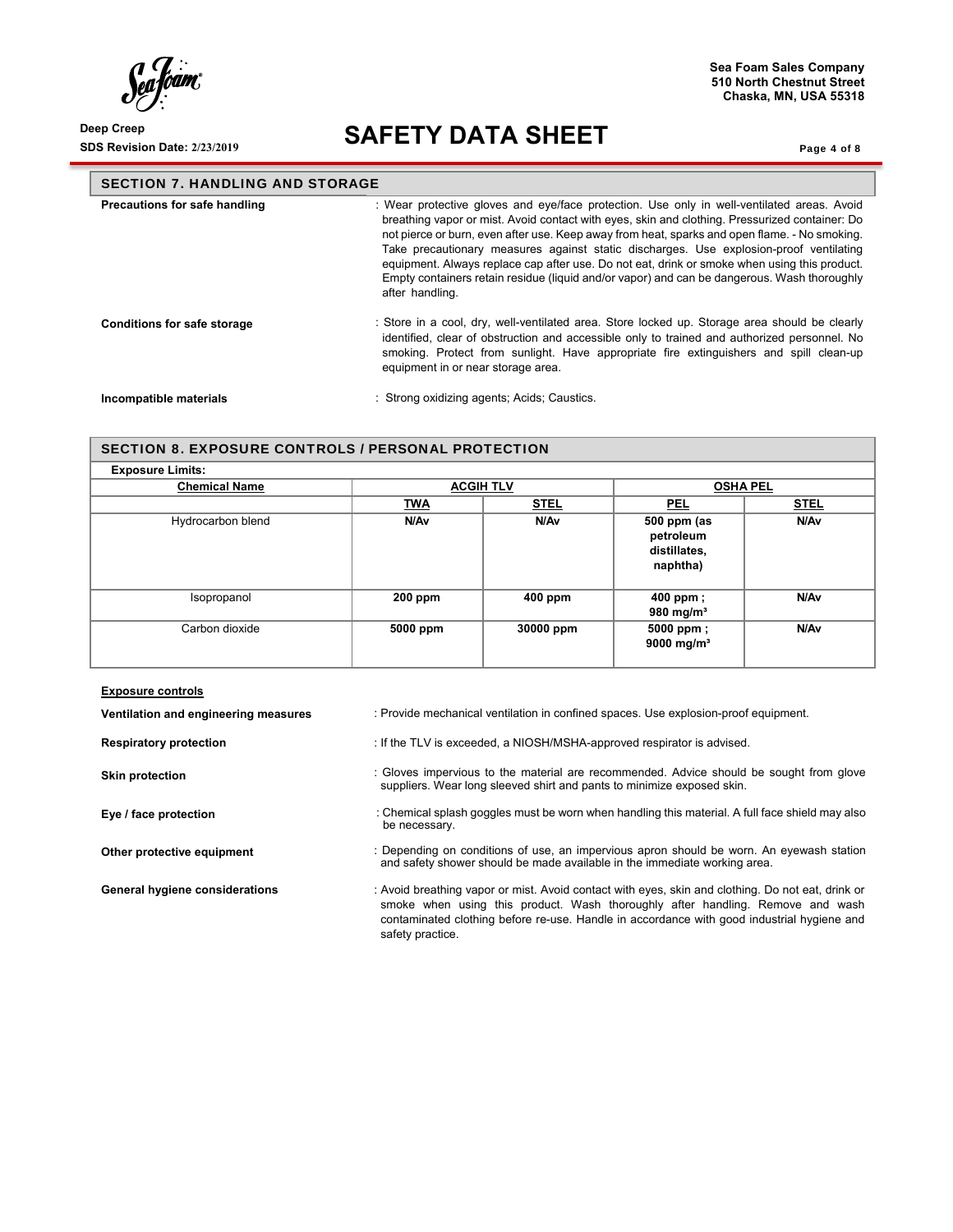## SECTION 7. HANDLING AND STORAGE

**Precautions for safe handling** : Wear protective gloves and eye/face protection. Use only in well-ventilated areas. Avoid breathing vapor or mist. Avoid contact with eyes, skin and clothing. Pressurized container: Do not pierce or burn, even after use. Keep away from heat, sparks and open flame. - No smoking. Take precautionary measures against static discharges. Use explosion-proof ventilating equipment. Always replace cap after use. Do not eat, drink or smoke when using this product. Empty containers retain residue (liquid and/or vapor) and can be dangerous. Wash thoroughly after handling.

**Conditions for safe storage** : Store in a cool, dry, well-ventilated area. Store locked up. Storage area should be clearly identified, clear of obstruction and accessible only to trained and authorized personnel. No smoking. Protect from sunlight. Have appropriate fire extinguishers and spill clean-up equipment in or near storage area.

**Incompatible materials** : Strong oxidizing agents; Acids; Caustics.

## SECTION 8. EXPOSURE CONTROLS / PERSONAL PROTECTION

**Exposure Limits:**

| Chemical Name | ACGIH TLV | | OSHA PEL | |
|---|---|---|---|---|
| | **TWA** | **STEL** | **PEL** | **STEL** |
| Hydrocarbon blend | **N/Av** | **N/Av** | **500 ppm (as petroleum distillates, naphtha)** | **N/Av** |
| Isopropanol | **200 ppm** | **400 ppm** | **400 ppm ; 980 mg/m³** | **N/Av** |
| Carbon dioxide | **5000 ppm** | **30000 ppm** | **5000 ppm ; 9000 mg/m³** | **N/Av** |

**Exposure controls**

**Ventilation and engineering measures** : Provide mechanical ventilation in confined spaces. Use explosion-proof equipment.

**Respiratory protection** : If the TLV is exceeded, a NIOSH/MSHA-approved respirator is advised.

**Skin protection** : Gloves impervious to the material are recommended. Advice should be sought from glove suppliers. Wear long sleeved shirt and pants to minimize exposed skin.

**Eye / face protection** : Chemical splash goggles must be worn when handling this material. A full face shield may also be necessary.

**Other protective equipment** : Depending on conditions of use, an impervious apron should be worn. An eyewash station and safety shower should be made available in the immediate working area.

**General hygiene considerations** : Avoid breathing vapor or mist. Avoid contact with eyes, skin and clothing. Do not eat, drink or smoke when using this product. Wash thoroughly after handling. Remove and wash contaminated clothing before re-use. Handle in accordance with good industrial hygiene and safety practice.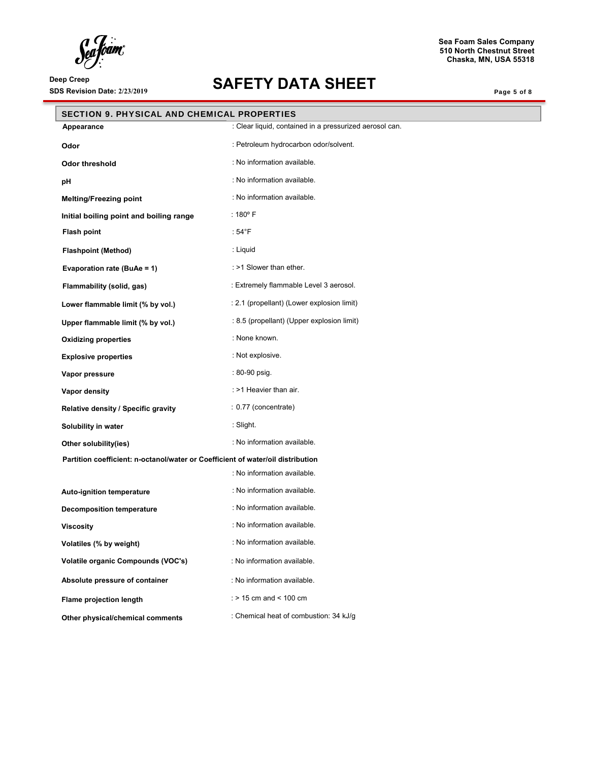## SECTION 9. PHYSICAL AND CHEMICAL PROPERTIES

| Property | Value |
|---|---|
| **Appearance** | : Clear liquid, contained in a pressurized aerosol can. |
| **Odor** | : Petroleum hydrocarbon odor/solvent. |
| **Odor threshold** | : No information available. |
| **pH** | : No information available. |
| **Melting/Freezing point** | : No information available. |
| **Initial boiling point and boiling range** | : 180º F |
| **Flash point** | : 54°F |
| **Flashpoint (Method)** | : Liquid |
| **Evaporation rate (BuAe = 1)** | : >1 Slower than ether. |
| **Flammability (solid, gas)** | : Extremely flammable Level 3 aerosol. |
| **Lower flammable limit (% by vol.)** | : 2.1 (propellant) (Lower explosion limit) |
| **Upper flammable limit (% by vol.)** | : 8.5 (propellant) (Upper explosion limit) |
| **Oxidizing properties** | : None known. |
| **Explosive properties** | : Not explosive. |
| **Vapor pressure** | : 80-90 psig. |
| **Vapor density** | : >1 Heavier than air. |
| **Relative density / Specific gravity** | : 0.77 (concentrate) |
| **Solubility in water** | : Slight. |
| **Other solubility(ies)** | : No information available. |
| **Partition coefficient: n-octanol/water or Coefficient of water/oil distribution** | : No information available. |
| **Auto-ignition temperature** | : No information available. |
| **Decomposition temperature** | : No information available. |
| **Viscosity** | : No information available. |
| **Volatiles (% by weight)** | : No information available. |
| **Volatile organic Compounds (VOC's)** | : No information available. |
| **Absolute pressure of container** | : No information available. |
| **Flame projection length** | : > 15 cm and < 100 cm |
| **Other physical/chemical comments** | : Chemical heat of combustion: 34 kJ/g |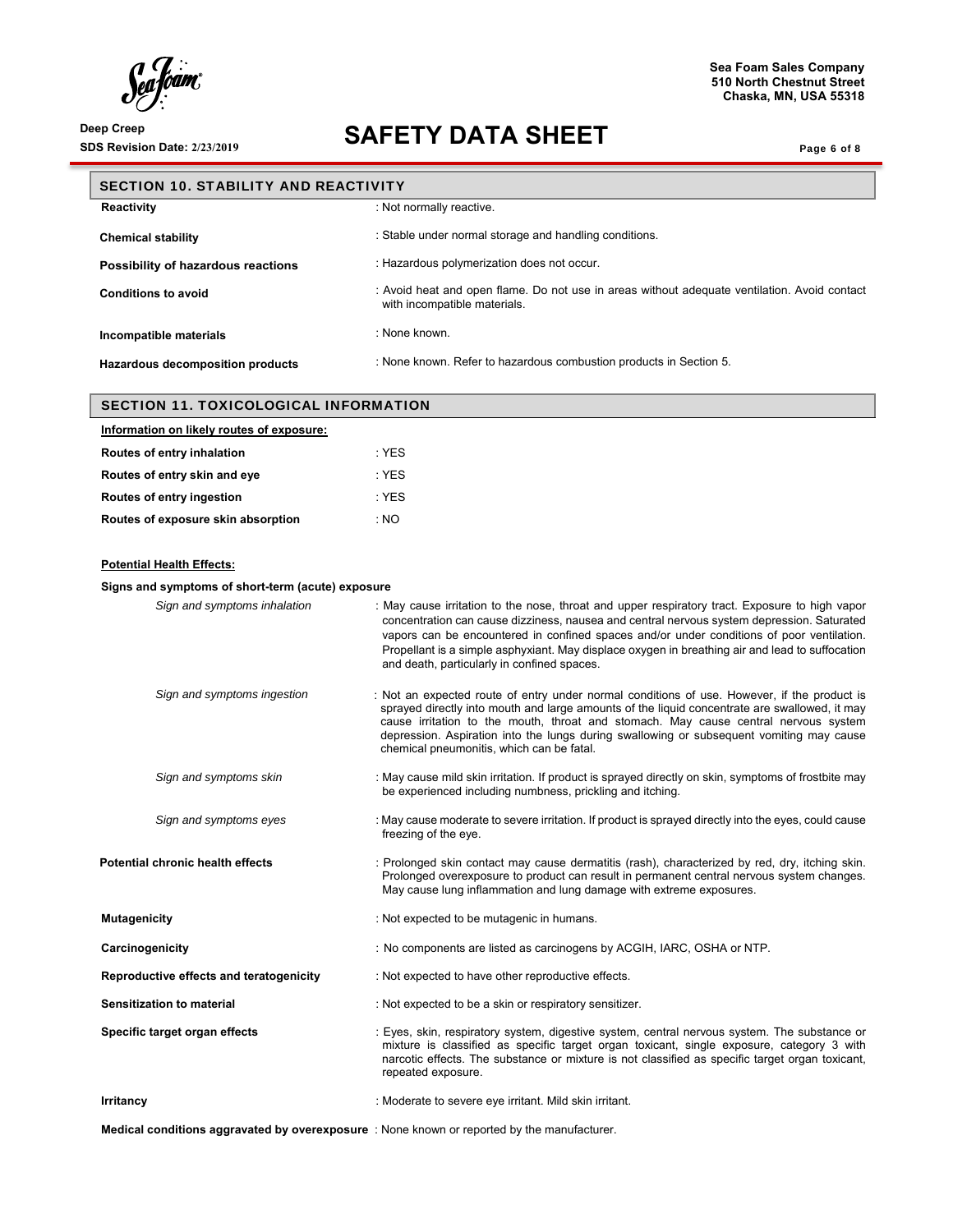## SECTION 10. STABILITY AND REACTIVITY

| | |
|---|---|
| **Reactivity** | : Not normally reactive. |
| **Chemical stability** | : Stable under normal storage and handling conditions. |
| **Possibility of hazardous reactions** | : Hazardous polymerization does not occur. |
| **Conditions to avoid** | : Avoid heat and open flame. Do not use in areas without adequate ventilation. Avoid contact with incompatible materials. |
| **Incompatible materials** | : None known. |
| **Hazardous decomposition products** | : None known. Refer to hazardous combustion products in Section 5. |

## SECTION 11. TOXICOLOGICAL INFORMATION

**Information on likely routes of exposure:**

| | |
|---|---|
| **Routes of entry inhalation** | : YES |
| **Routes of entry skin and eye** | : YES |
| **Routes of entry ingestion** | : YES |
| **Routes of exposure skin absorption** | : NO |

**Potential Health Effects:**

**Signs and symptoms of short-term (acute) exposure**

| | |
|---|---|
| *Sign and symptoms inhalation* | : May cause irritation to the nose, throat and upper respiratory tract. Exposure to high vapor concentration can cause dizziness, nausea and central nervous system depression. Saturated vapors can be encountered in confined spaces and/or under conditions of poor ventilation. Propellant is a simple asphyxiant. May displace oxygen in breathing air and lead to suffocation and death, particularly in confined spaces. |
| *Sign and symptoms ingestion* | : Not an expected route of entry under normal conditions of use. However, if the product is sprayed directly into mouth and large amounts of the liquid concentrate are swallowed, it may cause irritation to the mouth, throat and stomach. May cause central nervous system depression. Aspiration into the lungs during swallowing or subsequent vomiting may cause chemical pneumonitis, which can be fatal. |
| *Sign and symptoms skin* | : May cause mild skin irritation. If product is sprayed directly on skin, symptoms of frostbite may be experienced including numbness, prickling and itching. |
| *Sign and symptoms eyes* | : May cause moderate to severe irritation. If product is sprayed directly into the eyes, could cause freezing of the eye. |

| | |
|---|---|
| **Potential chronic health effects** | : Prolonged skin contact may cause dermatitis (rash), characterized by red, dry, itching skin. Prolonged overexposure to product can result in permanent central nervous system changes. May cause lung inflammation and lung damage with extreme exposures. |
| **Mutagenicity** | : Not expected to be mutagenic in humans. |
| **Carcinogenicity** | : No components are listed as carcinogens by ACGIH, IARC, OSHA or NTP. |
| **Reproductive effects and teratogenicity** | : Not expected to have other reproductive effects. |
| **Sensitization to material** | : Not expected to be a skin or respiratory sensitizer. |
| **Specific target organ effects** | : Eyes, skin, respiratory system, digestive system, central nervous system. The substance or mixture is classified as specific target organ toxicant, single exposure, category 3 with narcotic effects. The substance or mixture is not classified as specific target organ toxicant, repeated exposure. |
| **Irritancy** | : Moderate to severe eye irritant. Mild skin irritant. |
| **Medical conditions aggravated by overexposure** | : None known or reported by the manufacturer. |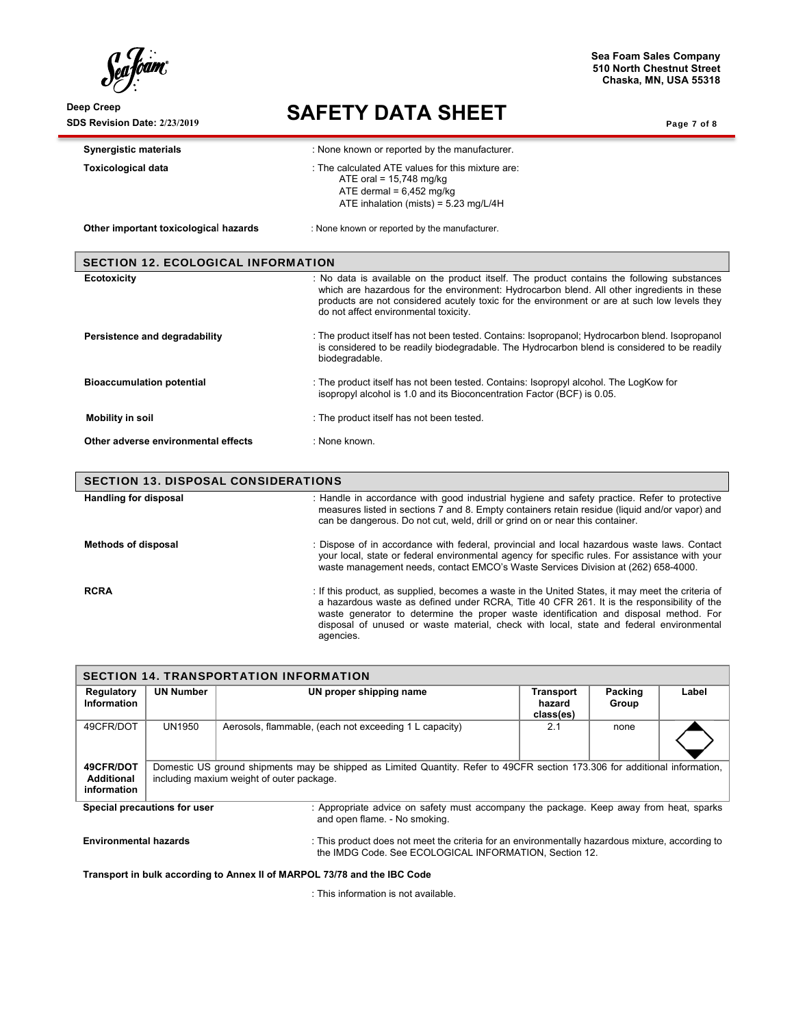**Synergistic materials** : None known or reported by the manufacturer.

**Toxicological data** : The calculated ATE values for this mixture are:
ATE oral = 15,748 mg/kg
ATE dermal = 6,452 mg/kg
ATE inhalation (mists) = 5.23 mg/L/4H

**Other important toxicological hazards** : None known or reported by the manufacturer.

## SECTION 12. ECOLOGICAL INFORMATION

**Ecotoxicity** : No data is available on the product itself. The product contains the following substances which are hazardous for the environment: Hydrocarbon blend. All other ingredients in these products are not considered acutely toxic for the environment or are at such low levels they do not affect environmental toxicity.

**Persistence and degradability** : The product itself has not been tested. Contains: Isopropanol; Hydrocarbon blend. Isopropanol is considered to be readily biodegradable. The Hydrocarbon blend is considered to be readily biodegradable.

**Bioaccumulation potential** : The product itself has not been tested. Contains: Isopropyl alcohol. The LogKow for isopropyl alcohol is 1.0 and its Bioconcentration Factor (BCF) is 0.05.

**Mobility in soil** : The product itself has not been tested.

**Other adverse environmental effects** : None known.

## SECTION 13. DISPOSAL CONSIDERATIONS

**Handling for disposal** : Handle in accordance with good industrial hygiene and safety practice. Refer to protective measures listed in sections 7 and 8. Empty containers retain residue (liquid and/or vapor) and can be dangerous. Do not cut, weld, drill or grind on or near this container.

**Methods of disposal** : Dispose of in accordance with federal, provincial and local hazardous waste laws. Contact your local, state or federal environmental agency for specific rules. For assistance with your waste management needs, contact EMCO's Waste Services Division at (262) 658-4000.

**RCRA** : If this product, as supplied, becomes a waste in the United States, it may meet the criteria of a hazardous waste as defined under RCRA, Title 40 CFR 261. It is the responsibility of the waste generator to determine the proper waste identification and disposal method. For disposal of unused or waste material, check with local, state and federal environmental agencies.

## SECTION 14. TRANSPORTATION INFORMATION

| Regulatory Information | UN Number | UN proper shipping name | Transport hazard class(es) | Packing Group | Label |
|---|---|---|---|---|---|
| 49CFR/DOT | UN1950 | Aerosols, flammable, (each not exceeding 1 L capacity) | 2.1 | none | |
| **49CFR/DOT Additional information** | Domestic US ground shipments may be shipped as Limited Quantity. Refer to 49CFR section 173.306 for additional information, including maxium weight of outer package. | | | | |

**Special precautions for user** : Appropriate advice on safety must accompany the package. Keep away from heat, sparks and open flame. - No smoking.

**Environmental hazards** : This product does not meet the criteria for an environmentally hazardous mixture, according to the IMDG Code. See ECOLOGICAL INFORMATION, Section 12.

**Transport in bulk according to Annex II of MARPOL 73/78 and the IBC Code**

: This information is not available.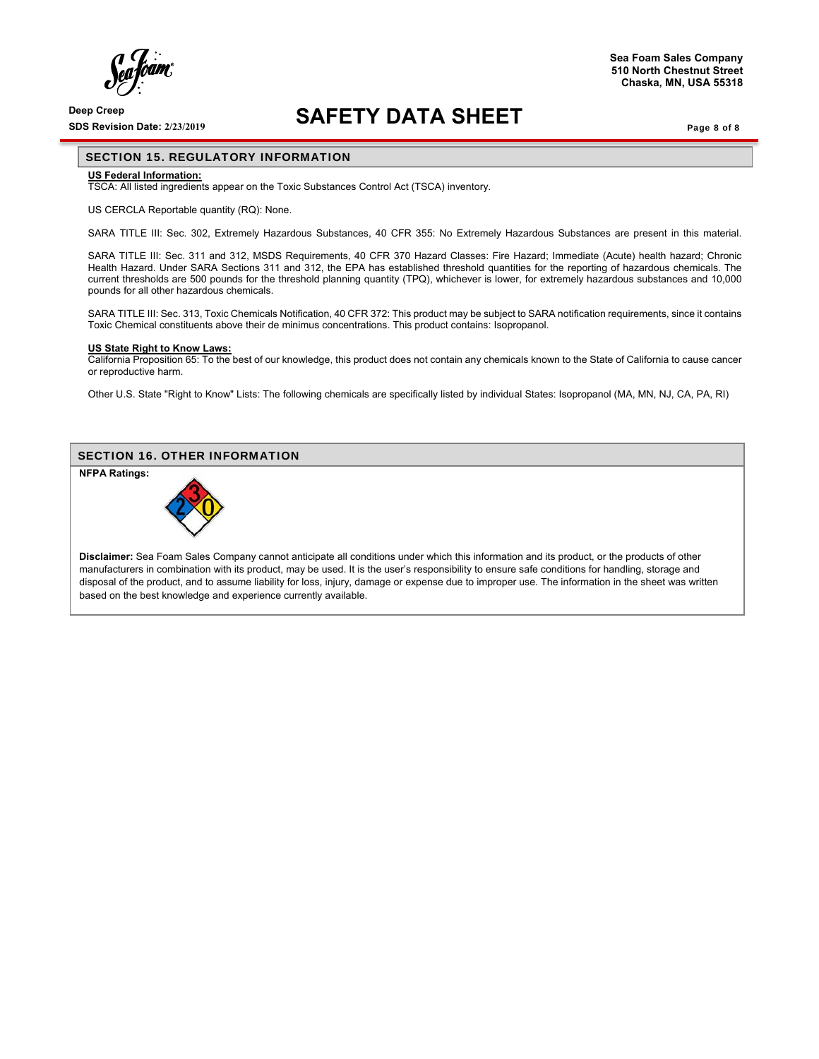## SECTION 15. REGULATORY INFORMATION

**US Federal Information:**

TSCA: All listed ingredients appear on the Toxic Substances Control Act (TSCA) inventory.

US CERCLA Reportable quantity (RQ): None.

SARA TITLE III: Sec. 302, Extremely Hazardous Substances, 40 CFR 355: No Extremely Hazardous Substances are present in this material.

SARA TITLE III: Sec. 311 and 312, MSDS Requirements, 40 CFR 370 Hazard Classes: Fire Hazard; Immediate (Acute) health hazard; Chronic Health Hazard. Under SARA Sections 311 and 312, the EPA has established threshold quantities for the reporting of hazardous chemicals. The current thresholds are 500 pounds for the threshold planning quantity (TPQ), whichever is lower, for extremely hazardous substances and 10,000 pounds for all other hazardous chemicals.

SARA TITLE III: Sec. 313, Toxic Chemicals Notification, 40 CFR 372: This product may be subject to SARA notification requirements, since it contains Toxic Chemical constituents above their de minimus concentrations. This product contains: Isopropanol.

**US State Right to Know Laws:**

California Proposition 65: To the best of our knowledge, this product does not contain any chemicals known to the State of California to cause cancer or reproductive harm.

Other U.S. State "Right to Know" Lists: The following chemicals are specifically listed by individual States: Isopropanol (MA, MN, NJ, CA, PA, RI)

## SECTION 16. OTHER INFORMATION

**NFPA Ratings:**

3
2 0

**Disclaimer:** Sea Foam Sales Company cannot anticipate all conditions under which this information and its product, or the products of other manufacturers in combination with its product, may be used. It is the user's responsibility to ensure safe conditions for handling, storage and disposal of the product, and to assume liability for loss, injury, damage or expense due to improper use. The information in the sheet was written based on the best knowledge and experience currently available.